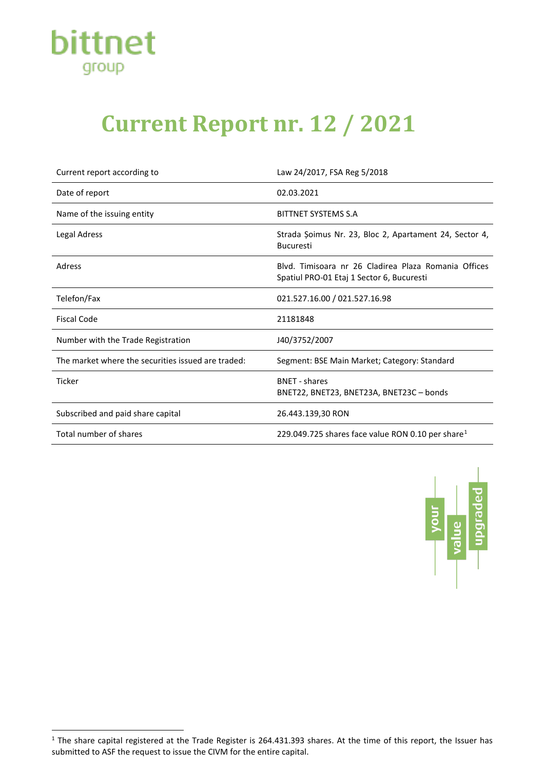# Current Report nr. 12 / 2021

| | |
|---|---|
| Current report according to | Law 24/2017, FSA Reg 5/2018 |
| Date of report | 02.03.2021 |
| Name of the issuing entity | BITTNET SYSTEMS S.A |
| Legal Adress | Strada Șoimus Nr. 23, Bloc 2, Apartament 24, Sector 4, Bucuresti |
| Adress | Blvd. Timisoara nr 26 Cladirea Plaza Romania Offices Spatiul PRO-01 Etaj 1 Sector 6, Bucuresti |
| Telefon/Fax | 021.527.16.00 / 021.527.16.98 |
| Fiscal Code | 21181848 |
| Number with the Trade Registration | J40/3752/2007 |
| The market where the securities issued are traded: | Segment: BSE Main Market; Category: Standard |
| Ticker | BNET - shares<br>BNET22, BNET23, BNET23A, BNET23C – bonds |
| Subscribed and paid share capital | 26.443.139,30 RON |
| Total number of shares | 229.049.725 shares face value RON 0.10 per share[1] |

[1] The share capital registered at the Trade Register is 264.431.393 shares. At the time of this report, the Issuer has submitted to ASF the request to issue the CIVM for the entire capital.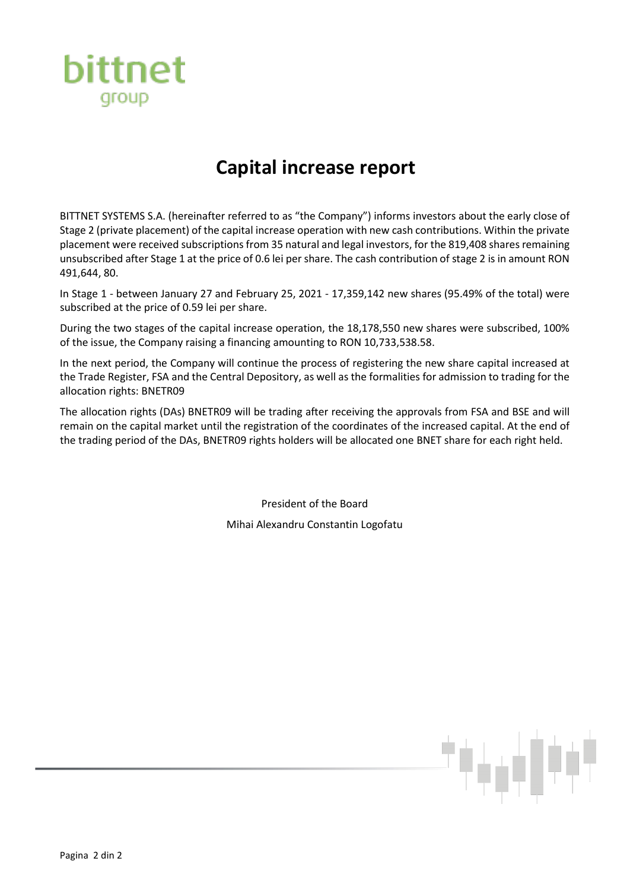# Capital increase report

BITTNET SYSTEMS S.A. (hereinafter referred to as "the Company") informs investors about the early close of Stage 2 (private placement) of the capital increase operation with new cash contributions. Within the private placement were received subscriptions from 35 natural and legal investors, for the 819,408 shares remaining unsubscribed after Stage 1 at the price of 0.6 lei per share. The cash contribution of stage 2 is in amount RON 491,644, 80.

In Stage 1 - between January 27 and February 25, 2021 - 17,359,142 new shares (95.49% of the total) were subscribed at the price of 0.59 lei per share.

During the two stages of the capital increase operation, the 18,178,550 new shares were subscribed, 100% of the issue, the Company raising a financing amounting to RON 10,733,538.58.

In the next period, the Company will continue the process of registering the new share capital increased at the Trade Register, FSA and the Central Depository, as well as the formalities for admission to trading for the allocation rights: BNETR09

The allocation rights (DAs) BNETR09 will be trading after receiving the approvals from FSA and BSE and will remain on the capital market until the registration of the coordinates of the increased capital. At the end of the trading period of the DAs, BNETR09 rights holders will be allocated one BNET share for each right held.

President of the Board

Mihai Alexandru Constantin Logofatu